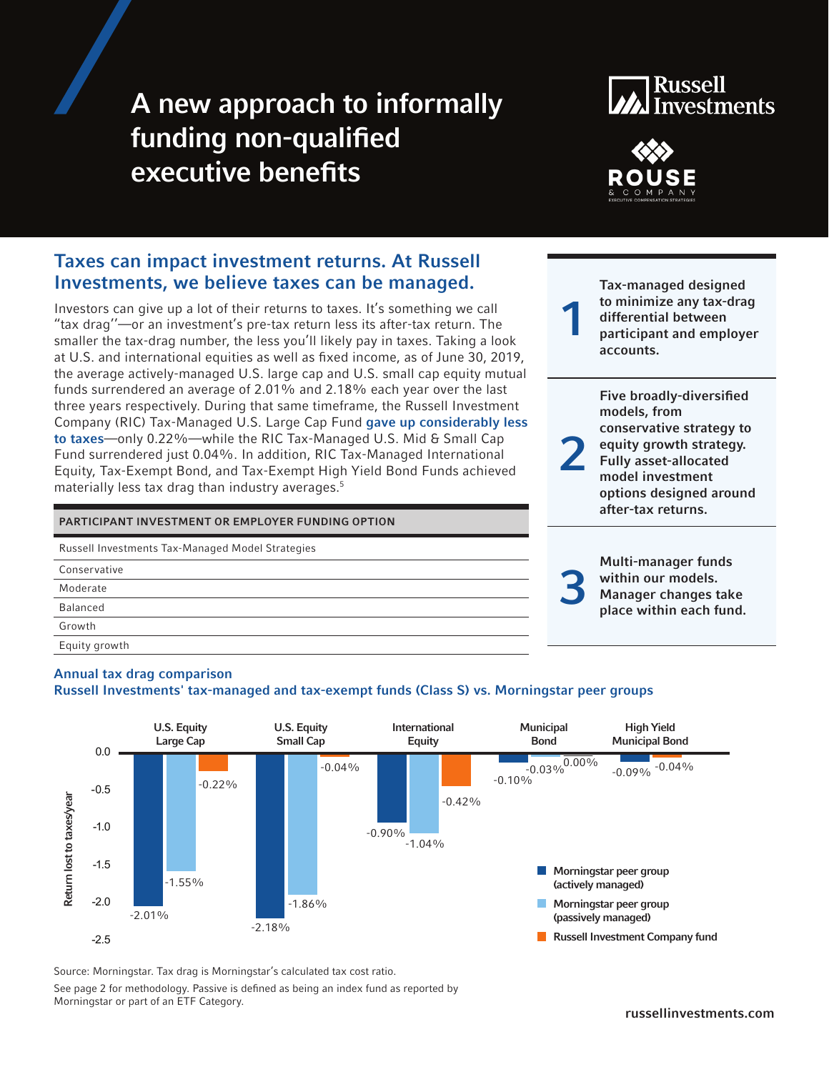# A new approach to informally funding non-qualified executive benefits

Russell Investments

ROUSE & COMPANY — EXECUTIVE COMPENSATION STRATEGIES

## Taxes can impact investment returns. At Russell Investments, we believe taxes can be managed.

Investors can give up a lot of their returns to taxes. It's something we call "tax drag"—or an investment's pre-tax return less its after-tax return. The smaller the tax-drag number, the less you'll likely pay in taxes. Taking a look at U.S. and international equities as well as fixed income, as of June 30, 2019, the average actively-managed U.S. large cap and U.S. small cap equity mutual funds surrendered an average of 2.01% and 2.18% each year over the last three years respectively. During that same timeframe, the Russell Investment Company (RIC) Tax-Managed U.S. Large Cap Fund **gave up considerably less to taxes**—only 0.22%—while the RIC Tax-Managed U.S. Mid & Small Cap Fund surrendered just 0.04%. In addition, RIC Tax-Managed International Equity, Tax-Exempt Bond, and Tax-Exempt High Yield Bond Funds achieved materially less tax drag than industry averages.[5]

| PARTICIPANT INVESTMENT OR EMPLOYER FUNDING OPTION |
| --- |
| Russell Investments Tax-Managed Model Strategies |
| Conservative |
| Moderate |
| Balanced |
| Growth |
| Equity growth |

**1** Tax-managed designed to minimize any tax-drag differential between participant and employer accounts.

**2** Five broadly-diversified models, from conservative strategy to equity growth strategy. Fully asset-allocated model investment options designed around after-tax returns.

**3** Multi-manager funds within our models. Manager changes take place within each fund.

### Annual tax drag comparison
### Russell Investments' tax-managed and tax-exempt funds (Class S) vs. Morningstar peer groups

Return lost to taxes/year

| | Morningstar peer group (actively managed) | Morningstar peer group (passively managed) | Russell Investment Company fund |
| --- | --- | --- | --- |
| U.S. Equity Large Cap | -2.01% | -1.55% | -0.22% |
| U.S. Equity Small Cap | -2.18% | -1.86% | -0.04% |
| International Equity | -0.90% | -1.04% | -0.42% |
| Municipal Bond | -0.10% | -0.03% | 0.00% |
| High Yield Municipal Bond | -0.09% | | -0.04% |

Source: Morningstar. Tax drag is Morningstar's calculated tax cost ratio.

See page 2 for methodology. Passive is defined as being an index fund as reported by Morningstar or part of an ETF Category.

russellinvestments.com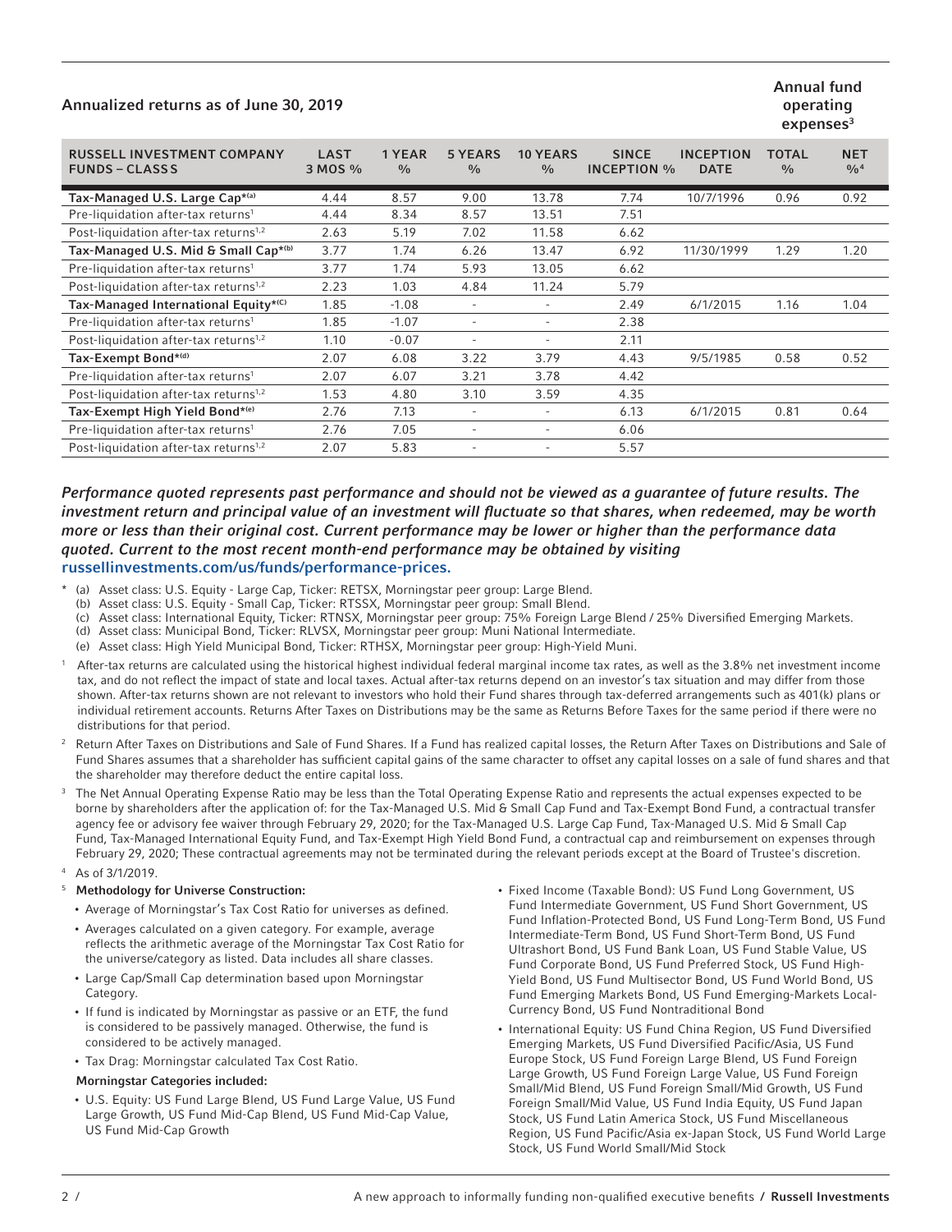## Annualized returns as of June 30, 2019

| RUSSELL INVESTMENT COMPANY FUNDS – CLASS S | LAST 3 MOS % | 1 YEAR % | 5 YEARS % | 10 YEARS % | SINCE INCEPTION % | INCEPTION DATE | Annual fund operating expenses[3] TOTAL % | NET %[4] |
|---|---|---|---|---|---|---|---|---|
| **Tax-Managed U.S. Large Cap*[(a)]** | 4.44 | 8.57 | 9.00 | 13.78 | 7.74 | 10/7/1996 | 0.96 | 0.92 |
| Pre-liquidation after-tax returns[1] | 4.44 | 8.34 | 8.57 | 13.51 | 7.51 | | | |
| Post-liquidation after-tax returns[1,2] | 2.63 | 5.19 | 7.02 | 11.58 | 6.62 | | | |
| **Tax-Managed U.S. Mid & Small Cap*[(b)]** | 3.77 | 1.74 | 6.26 | 13.47 | 6.92 | 11/30/1999 | 1.29 | 1.20 |
| Pre-liquidation after-tax returns[1] | 3.77 | 1.74 | 5.93 | 13.05 | 6.62 | | | |
| Post-liquidation after-tax returns[1,2] | 2.23 | 1.03 | 4.84 | 11.24 | 5.79 | | | |
| **Tax-Managed International Equity*[(C)]** | 1.85 | -1.08 | - | - | 2.49 | 6/1/2015 | 1.16 | 1.04 |
| Pre-liquidation after-tax returns[1] | 1.85 | -1.07 | - | - | 2.38 | | | |
| Post-liquidation after-tax returns[1,2] | 1.10 | -0.07 | - | - | 2.11 | | | |
| **Tax-Exempt Bond*[(d)]** | 2.07 | 6.08 | 3.22 | 3.79 | 4.43 | 9/5/1985 | 0.58 | 0.52 |
| Pre-liquidation after-tax returns[1] | 2.07 | 6.07 | 3.21 | 3.78 | 4.42 | | | |
| Post-liquidation after-tax returns[1,2] | 1.53 | 4.80 | 3.10 | 3.59 | 4.35 | | | |
| **Tax-Exempt High Yield Bond*[(e)]** | 2.76 | 7.13 | - | - | 6.13 | 6/1/2015 | 0.81 | 0.64 |
| Pre-liquidation after-tax returns[1] | 2.76 | 7.05 | - | - | 6.06 | | | |
| Post-liquidation after-tax returns[1,2] | 2.07 | 5.83 | - | - | 5.57 | | | |

***Performance quoted represents past performance and should not be viewed as a guarantee of future results. The investment return and principal value of an investment will fluctuate so that shares, when redeemed, may be worth more or less than their original cost. Current performance may be lower or higher than the performance data quoted. Current to the most recent month-end performance may be obtained by visiting*** **russellinvestments.com/us/funds/performance-prices.**

\* (a) Asset class: U.S. Equity - Large Cap, Ticker: RETSX, Morningstar peer group: Large Blend.
(b) Asset class: U.S. Equity - Small Cap, Ticker: RTSSX, Morningstar peer group: Small Blend.
(c) Asset class: International Equity, Ticker: RTNSX, Morningstar peer group: 75% Foreign Large Blend / 25% Diversified Emerging Markets.
(d) Asset class: Municipal Bond, Ticker: RLVSX, Morningstar peer group: Muni National Intermediate.
(e) Asset class: High Yield Municipal Bond, Ticker: RTHSX, Morningstar peer group: High-Yield Muni.

[1] After-tax returns are calculated using the historical highest individual federal marginal income tax rates, as well as the 3.8% net investment income tax, and do not reflect the impact of state and local taxes. Actual after-tax returns depend on an investor's tax situation and may differ from those shown. After-tax returns shown are not relevant to investors who hold their Fund shares through tax-deferred arrangements such as 401(k) plans or individual retirement accounts. Returns After Taxes on Distributions may be the same as Returns Before Taxes for the same period if there were no distributions for that period.

[2] Return After Taxes on Distributions and Sale of Fund Shares. If a Fund has realized capital losses, the Return After Taxes on Distributions and Sale of Fund Shares assumes that a shareholder has sufficient capital gains of the same character to offset any capital losses on a sale of fund shares and that the shareholder may therefore deduct the entire capital loss.

[3] The Net Annual Operating Expense Ratio may be less than the Total Operating Expense Ratio and represents the actual expenses expected to be borne by shareholders after the application of: for the Tax-Managed U.S. Mid & Small Cap Fund and Tax-Exempt Bond Fund, a contractual transfer agency fee or advisory fee waiver through February 29, 2020; for the Tax-Managed U.S. Large Cap Fund, Tax-Managed U.S. Mid & Small Cap Fund, Tax-Managed International Equity Fund, and Tax-Exempt High Yield Bond Fund, a contractual cap and reimbursement on expenses through February 29, 2020; These contractual agreements may not be terminated during the relevant periods except at the Board of Trustee's discretion.

[4] As of 3/1/2019.

[5] **Methodology for Universe Construction:**

- Average of Morningstar's Tax Cost Ratio for universes as defined.
- Averages calculated on a given category. For example, average reflects the arithmetic average of the Morningstar Tax Cost Ratio for the universe/category as listed. Data includes all share classes.
- Large Cap/Small Cap determination based upon Morningstar Category.
- If fund is indicated by Morningstar as passive or an ETF, the fund is considered to be passively managed. Otherwise, the fund is considered to be actively managed.
- Tax Drag: Morningstar calculated Tax Cost Ratio.

**Morningstar Categories included:**

- U.S. Equity: US Fund Large Blend, US Fund Large Value, US Fund Large Growth, US Fund Mid-Cap Blend, US Fund Mid-Cap Value, US Fund Mid-Cap Growth
- Fixed Income (Taxable Bond): US Fund Long Government, US Fund Intermediate Government, US Fund Short Government, US Fund Inflation-Protected Bond, US Fund Long-Term Bond, US Fund Intermediate-Term Bond, US Fund Short-Term Bond, US Fund Ultrashort Bond, US Fund Bank Loan, US Fund Stable Value, US Fund Corporate Bond, US Fund Preferred Stock, US Fund High-Yield Bond, US Fund Multisector Bond, US Fund World Bond, US Fund Emerging Markets Bond, US Fund Emerging-Markets Local-Currency Bond, US Fund Nontraditional Bond
- International Equity: US Fund China Region, US Fund Diversified Emerging Markets, US Fund Diversified Pacific/Asia, US Fund Europe Stock, US Fund Foreign Large Blend, US Fund Foreign Large Growth, US Fund Foreign Large Value, US Fund Foreign Small/Mid Blend, US Fund Foreign Small/Mid Growth, US Fund Foreign Small/Mid Value, US Fund India Equity, US Fund Japan Stock, US Fund Latin America Stock, US Fund Miscellaneous Region, US Fund Pacific/Asia ex-Japan Stock, US Fund World Large Stock, US Fund World Small/Mid Stock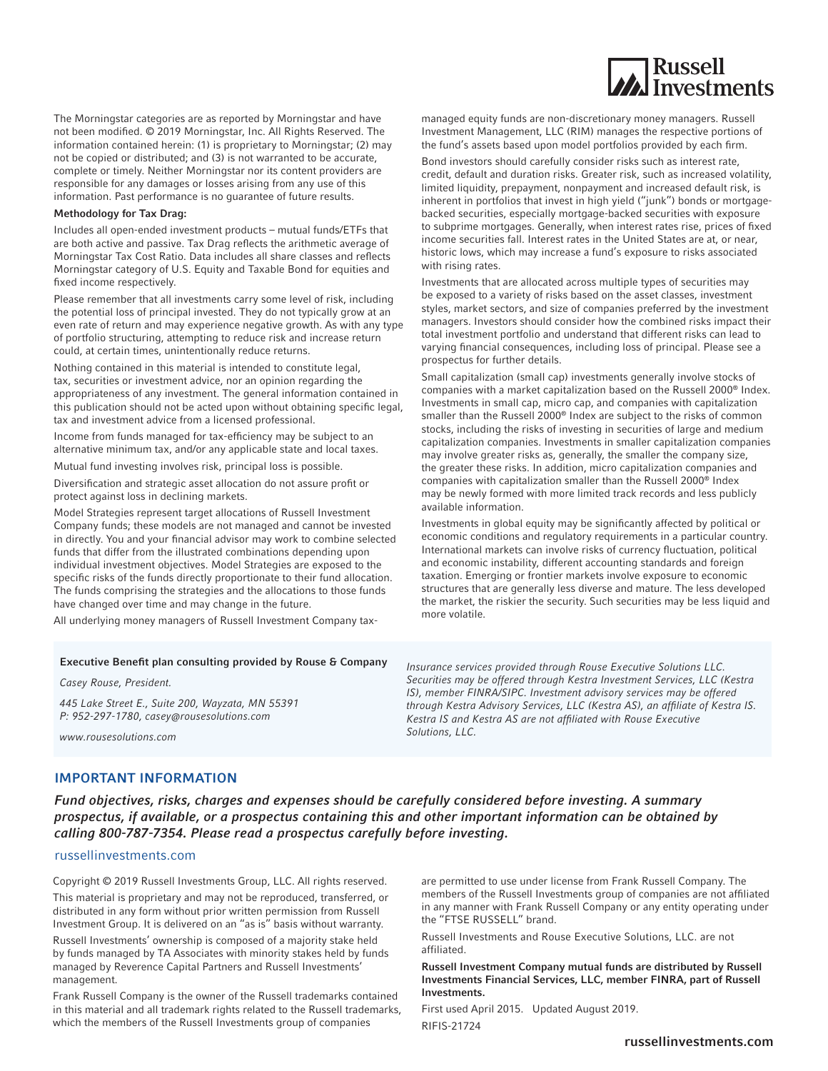The Morningstar categories are as reported by Morningstar and have not been modified. © 2019 Morningstar, Inc. All Rights Reserved. The information contained herein: (1) is proprietary to Morningstar; (2) may not be copied or distributed; and (3) is not warranted to be accurate, complete or timely. Neither Morningstar nor its content providers are responsible for any damages or losses arising from any use of this information. Past performance is no guarantee of future results.

**Methodology for Tax Drag:**

Includes all open-ended investment products – mutual funds/ETFs that are both active and passive. Tax Drag reflects the arithmetic average of Morningstar Tax Cost Ratio. Data includes all share classes and reflects Morningstar category of U.S. Equity and Taxable Bond for equities and fixed income respectively.

Please remember that all investments carry some level of risk, including the potential loss of principal invested. They do not typically grow at an even rate of return and may experience negative growth. As with any type of portfolio structuring, attempting to reduce risk and increase return could, at certain times, unintentionally reduce returns.

Nothing contained in this material is intended to constitute legal, tax, securities or investment advice, nor an opinion regarding the appropriateness of any investment. The general information contained in this publication should not be acted upon without obtaining specific legal, tax and investment advice from a licensed professional.

Income from funds managed for tax-efficiency may be subject to an alternative minimum tax, and/or any applicable state and local taxes.

Mutual fund investing involves risk, principal loss is possible.

Diversification and strategic asset allocation do not assure profit or protect against loss in declining markets.

Model Strategies represent target allocations of Russell Investment Company funds; these models are not managed and cannot be invested in directly. You and your financial advisor may work to combine selected funds that differ from the illustrated combinations depending upon individual investment objectives. Model Strategies are exposed to the specific risks of the funds directly proportionate to their fund allocation. The funds comprising the strategies and the allocations to those funds have changed over time and may change in the future.

All underlying money managers of Russell Investment Company tax-managed equity funds are non-discretionary money managers. Russell Investment Management, LLC (RIM) manages the respective portions of the fund's assets based upon model portfolios provided by each firm.

Bond investors should carefully consider risks such as interest rate, credit, default and duration risks. Greater risk, such as increased volatility, limited liquidity, prepayment, nonpayment and increased default risk, is inherent in portfolios that invest in high yield ("junk") bonds or mortgage-backed securities, especially mortgage-backed securities with exposure to subprime mortgages. Generally, when interest rates rise, prices of fixed income securities fall. Interest rates in the United States are at, or near, historic lows, which may increase a fund's exposure to risks associated with rising rates.

Investments that are allocated across multiple types of securities may be exposed to a variety of risks based on the asset classes, investment styles, market sectors, and size of companies preferred by the investment managers. Investors should consider how the combined risks impact their total investment portfolio and understand that different risks can lead to varying financial consequences, including loss of principal. Please see a prospectus for further details.

Small capitalization (small cap) investments generally involve stocks of companies with a market capitalization based on the Russell 2000® Index. Investments in small cap, micro cap, and companies with capitalization smaller than the Russell 2000® Index are subject to the risks of common stocks, including the risks of investing in securities of large and medium capitalization companies. Investments in smaller capitalization companies may involve greater risks as, generally, the smaller the company size, the greater these risks. In addition, micro capitalization companies and companies with capitalization smaller than the Russell 2000® Index may be newly formed with more limited track records and less publicly available information.

Investments in global equity may be significantly affected by political or economic conditions and regulatory requirements in a particular country. International markets can involve risks of currency fluctuation, political and economic instability, different accounting standards and foreign taxation. Emerging or frontier markets involve exposure to economic structures that are generally less diverse and mature. The less developed the market, the riskier the security. Such securities may be less liquid and more volatile.

**Executive Benefit plan consulting provided by Rouse & Company**

*Casey Rouse, President.*

*445 Lake Street E., Suite 200, Wayzata, MN 55391*
*P: 952-297-1780, casey@rousesolutions.com*

*www.rousesolutions.com*

*Insurance services provided through Rouse Executive Solutions LLC. Securities may be offered through Kestra Investment Services, LLC (Kestra IS), member FINRA/SIPC. Investment advisory services may be offered through Kestra Advisory Services, LLC (Kestra AS), an affiliate of Kestra IS. Kestra IS and Kestra AS are not affiliated with Rouse Executive Solutions, LLC.*

## IMPORTANT INFORMATION

***Fund objectives, risks, charges and expenses should be carefully considered before investing. A summary prospectus, if available, or a prospectus containing this and other important information can be obtained by calling 800-787-7354. Please read a prospectus carefully before investing.***

russellinvestments.com

Copyright © 2019 Russell Investments Group, LLC. All rights reserved.

This material is proprietary and may not be reproduced, transferred, or distributed in any form without prior written permission from Russell Investment Group. It is delivered on an "as is" basis without warranty.

Russell Investments' ownership is composed of a majority stake held by funds managed by TA Associates with minority stakes held by funds managed by Reverence Capital Partners and Russell Investments' management.

Frank Russell Company is the owner of the Russell trademarks contained in this material and all trademark rights related to the Russell trademarks, which the members of the Russell Investments group of companies are permitted to use under license from Frank Russell Company. The members of the Russell Investments group of companies are not affiliated in any manner with Frank Russell Company or any entity operating under the "FTSE RUSSELL" brand.

Russell Investments and Rouse Executive Solutions, LLC. are not affiliated.

**Russell Investment Company mutual funds are distributed by Russell Investments Financial Services, LLC, member FINRA, part of Russell Investments.**

First used April 2015. Updated August 2019.

RIFIS-21724